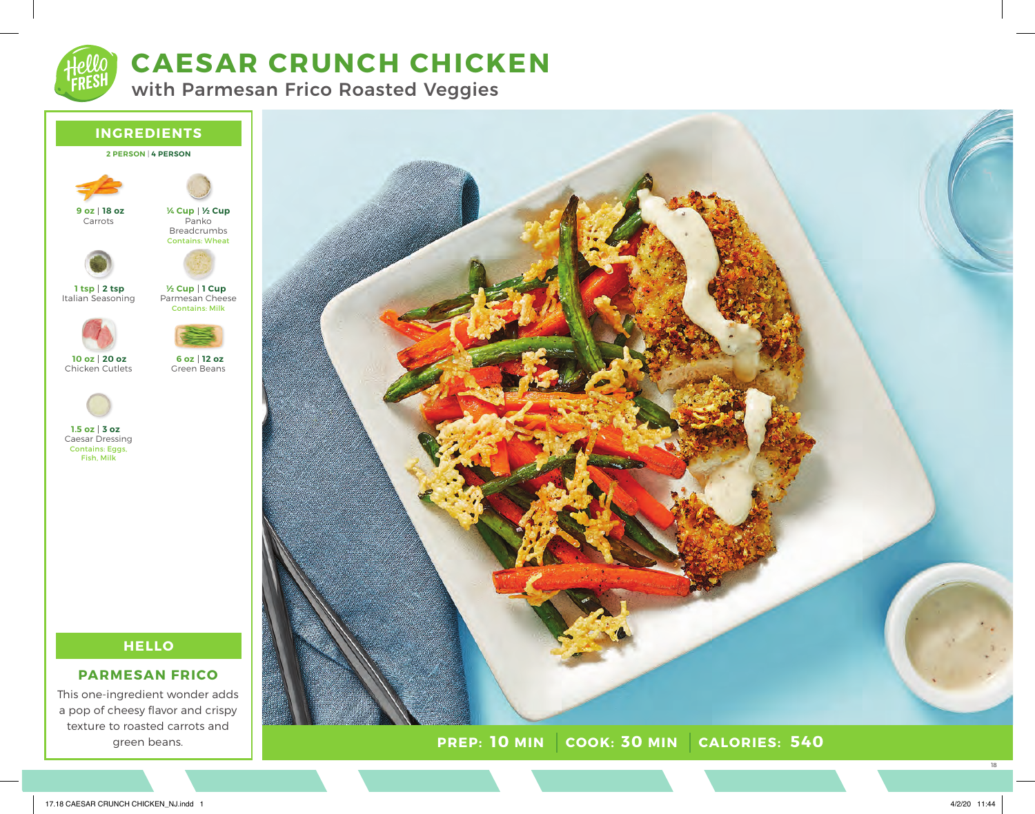# CAESAR CRUNCH CHICKEN

## with Parmesan Frico Roasted Veggies

## INGREDIENTS

**2 PERSON | 4 PERSON**

- **9 oz | 18 oz** Carrots
- **¼ Cup | ½ Cup** Panko Breadcrumbs
  Contains: Wheat
- **1 tsp | 2 tsp** Italian Seasoning
- **½ Cup | 1 Cup** Parmesan Cheese
  Contains: Milk
- **10 oz | 20 oz** Chicken Cutlets
- **6 oz | 12 oz** Green Beans
- **1.5 oz | 3 oz** Caesar Dressing
  Contains: Eggs, Fish, Milk

## HELLO

### PARMESAN FRICO

This one-ingredient wonder adds a pop of cheesy flavor and crispy texture to roasted carrots and green beans.

**PREP: 10 MIN | COOK: 30 MIN | CALORIES: 540**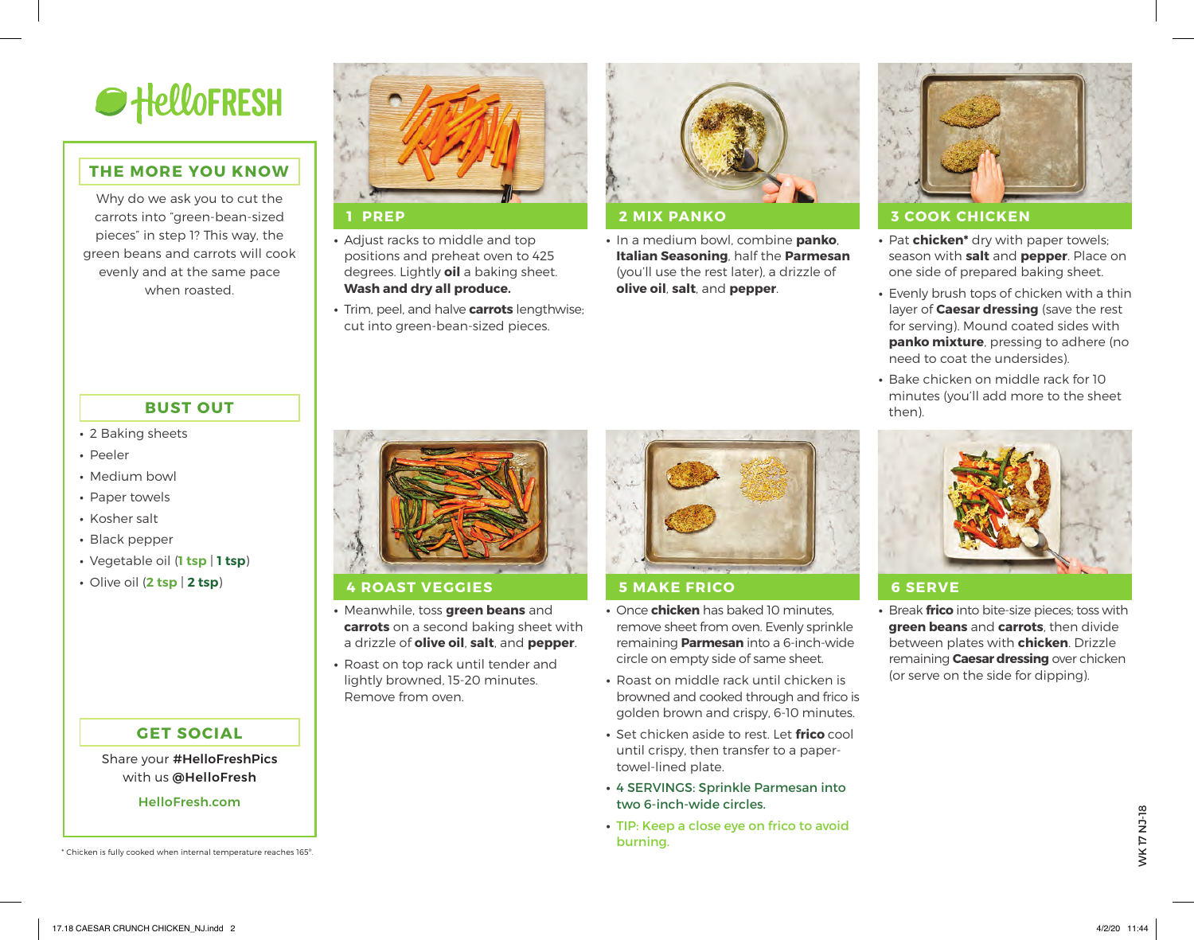# HelloFRESH

## THE MORE YOU KNOW

Why do we ask you to cut the carrots into "green-bean-sized pieces" in step 1? This way, the green beans and carrots will cook evenly and at the same pace when roasted.

## BUST OUT

- 2 Baking sheets
- Peeler
- Medium bowl
- Paper towels
- Kosher salt
- Black pepper
- Vegetable oil (1 tsp | 1 tsp)
- Olive oil (2 tsp | 2 tsp)

## GET SOCIAL

Share your **#HelloFreshPics** with us **@HelloFresh**

HelloFresh.com

\* Chicken is fully cooked when internal temperature reaches 165°.

## 1 PREP

- Adjust racks to middle and top positions and preheat oven to 425 degrees. Lightly **oil** a baking sheet. **Wash and dry all produce.**
- Trim, peel, and halve **carrots** lengthwise; cut into green-bean-sized pieces.

## 2 MIX PANKO

- In a medium bowl, combine **panko**, **Italian Seasoning**, half the **Parmesan** (you'll use the rest later), a drizzle of **olive oil**, **salt**, and **pepper**.

## 3 COOK CHICKEN

- Pat **chicken\*** dry with paper towels; season with **salt** and **pepper**. Place on one side of prepared baking sheet.
- Evenly brush tops of chicken with a thin layer of **Caesar dressing** (save the rest for serving). Mound coated sides with **panko mixture**, pressing to adhere (no need to coat the undersides).
- Bake chicken on middle rack for 10 minutes (you'll add more to the sheet then).

## 4 ROAST VEGGIES

- Meanwhile, toss **green beans** and **carrots** on a second baking sheet with a drizzle of **olive oil**, **salt**, and **pepper**.
- Roast on top rack until tender and lightly browned, 15-20 minutes. Remove from oven.

## 5 MAKE FRICO

- Once **chicken** has baked 10 minutes, remove sheet from oven. Evenly sprinkle remaining **Parmesan** into a 6-inch-wide circle on empty side of same sheet.
- Roast on middle rack until chicken is browned and cooked through and frico is golden brown and crispy, 6-10 minutes.
- Set chicken aside to rest. Let **frico** cool until crispy, then transfer to a paper-towel-lined plate.
- 4 SERVINGS: Sprinkle Parmesan into two 6-inch-wide circles.
- TIP: Keep a close eye on frico to avoid burning.

## 6 SERVE

- Break **frico** into bite-size pieces; toss with **green beans** and **carrots**, then divide between plates with **chicken**. Drizzle remaining **Caesar dressing** over chicken (or serve on the side for dipping).

WK 17 NJ-18